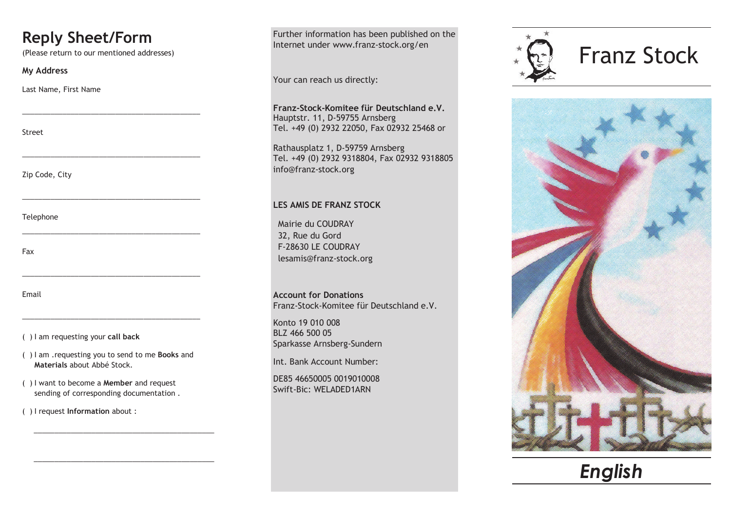# Reply Sheet/Form

(Please return to our mentioned addresses)

**My Address**

Last Name, First Name

___________________________________________

Street

___________________________________________

Zip Code, City

___________________________________________

Telephone

___________________________________________

Fax

___________________________________________

Email

___________________________________________

( ) I am requesting your **call back**

( ) I am .requesting you to send to me **Books** and **Materials** about Abbé Stock.

( ) I want to become a **Member** and request sending of corresponding documentation .

( ) I request **Information** about :

___________________________________________

___________________________________________

Further information has been published on the Internet under www.franz-stock.org/en

Your can reach us directly:

**Franz-Stock-Komitee für Deutschland e.V.**
Hauptstr. 11, D-59755 Arnsberg
Tel. +49 (0) 2932 22050, Fax 02932 25468 or

Rathausplatz 1, D-59759 Arnsberg
Tel. +49 (0) 2932 9318804, Fax 02932 9318805
info@franz-stock.org

**LES AMIS DE FRANZ STOCK**

Mairie du COUDRAY
32, Rue du Gord
F-28630 LE COUDRAY
lesamis@franz-stock.org

**Account for Donations**
Franz-Stock-Komitee für Deutschland e.V.

Konto 19 010 008
BLZ 466 500 05
Sparkasse Arnsberg-Sundern

Int. Bank Account Number:

DE85 46650005 0019010008
Swift-Bic: WELADED1ARN

# Franz Stock

***English***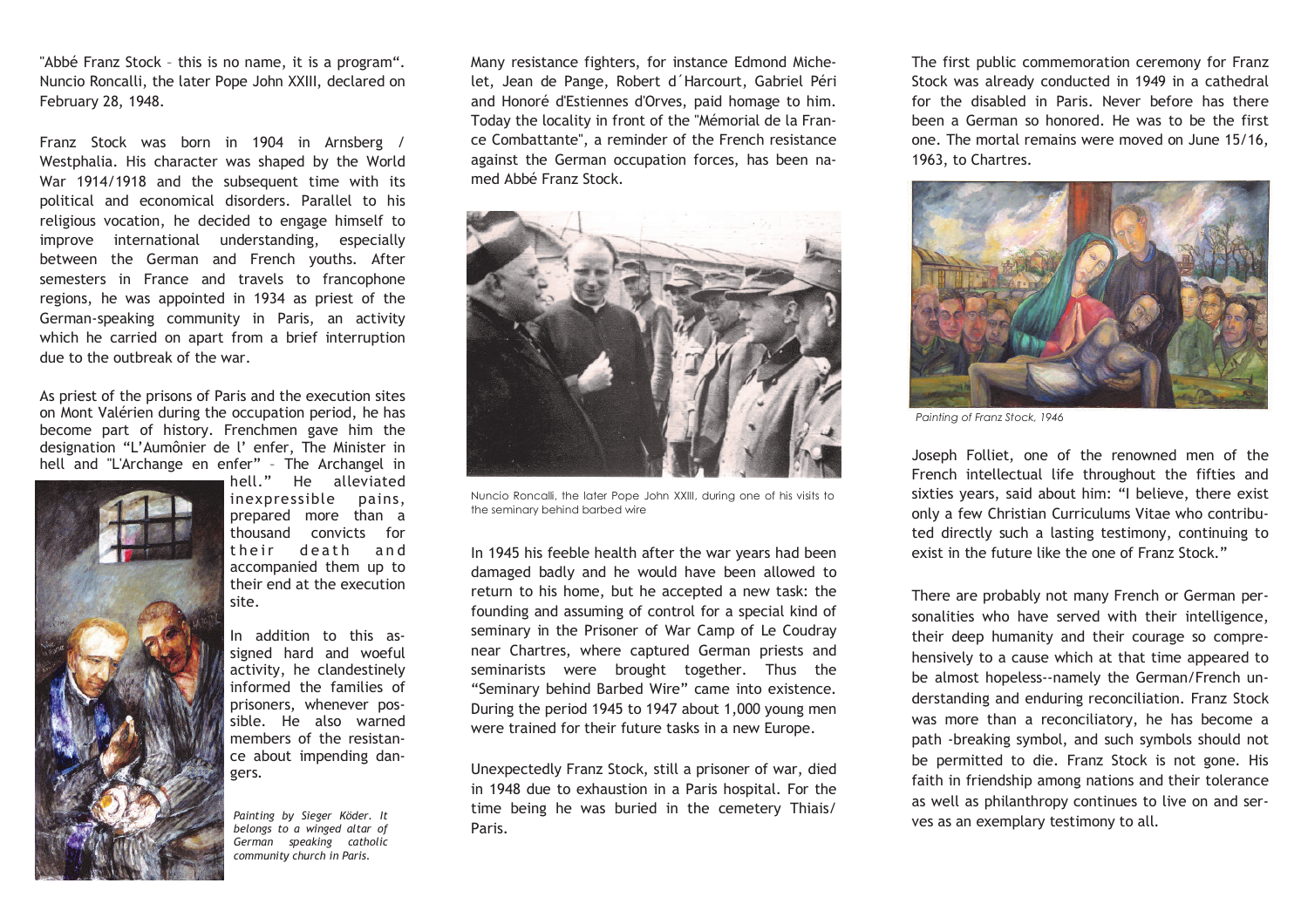"Abbé Franz Stock – this is no name, it is a program". Nuncio Roncalli, the later Pope John XXIII, declared on February 28, 1948.

Franz Stock was born in 1904 in Arnsberg / Westphalia. His character was shaped by the World War 1914/1918 and the subsequent time with its political and economical disorders. Parallel to his religious vocation, he decided to engage himself to improve international understanding, especially between the German and French youths. After semesters in France and travels to francophone regions, he was appointed in 1934 as priest of the German-speaking community in Paris, an activity which he carried on apart from a brief interruption due to the outbreak of the war.

As priest of the prisons of Paris and the execution sites on Mont Valérien during the occupation period, he has become part of history. Frenchmen gave him the designation "L'Aumônier de l' enfer, The Minister in hell and "L'Archange en enfer" – The Archangel in hell." He alleviated inexpressible pains, prepared more than a thousand convicts for their death and accompanied them up to their end at the execution site.

In addition to this assigned hard and woeful activity, he clandestinely informed the families of prisoners, whenever possible. He also warned members of the resistance about impending dangers.

*Painting by Sieger Köder. It belongs to a winged altar of German speaking catholic community church in Paris.*

Many resistance fighters, for instance Edmond Michelet, Jean de Pange, Robert d´Harcourt, Gabriel Péri and Honoré d'Estiennes d'Orves, paid homage to him. Today the locality in front of the "Mémorial de la France Combattante", a reminder of the French resistance against the German occupation forces, has been named Abbé Franz Stock.

Nuncio Roncalli, the later Pope John XXIII, during one of his visits to the seminary behind barbed wire

In 1945 his feeble health after the war years had been damaged badly and he would have been allowed to return to his home, but he accepted a new task: the founding and assuming of control for a special kind of seminary in the Prisoner of War Camp of Le Coudray near Chartres, where captured German priests and seminarists were brought together. Thus the "Seminary behind Barbed Wire" came into existence. During the period 1945 to 1947 about 1,000 young men were trained for their future tasks in a new Europe.

Unexpectedly Franz Stock, still a prisoner of war, died in 1948 due to exhaustion in a Paris hospital. For the time being he was buried in the cemetery Thiais/ Paris.

The first public commemoration ceremony for Franz Stock was already conducted in 1949 in a cathedral for the disabled in Paris. Never before has there been a German so honored. He was to be the first one. The mortal remains were moved on June 15/16, 1963, to Chartres.

*Painting of Franz Stock, 1946*

Joseph Folliet, one of the renowned men of the French intellectual life throughout the fifties and sixties years, said about him: "I believe, there exist only a few Christian Curriculums Vitae who contributed directly such a lasting testimony, continuing to exist in the future like the one of Franz Stock."

There are probably not many French or German personalities who have served with their intelligence, their deep humanity and their courage so comprehensively to a cause which at that time appeared to be almost hopeless--namely the German/French understanding and enduring reconciliation. Franz Stock was more than a reconciliatory, he has become a path -breaking symbol, and such symbols should not be permitted to die. Franz Stock is not gone. His faith in friendship among nations and their tolerance as well as philanthropy continues to live on and serves as an exemplary testimony to all.